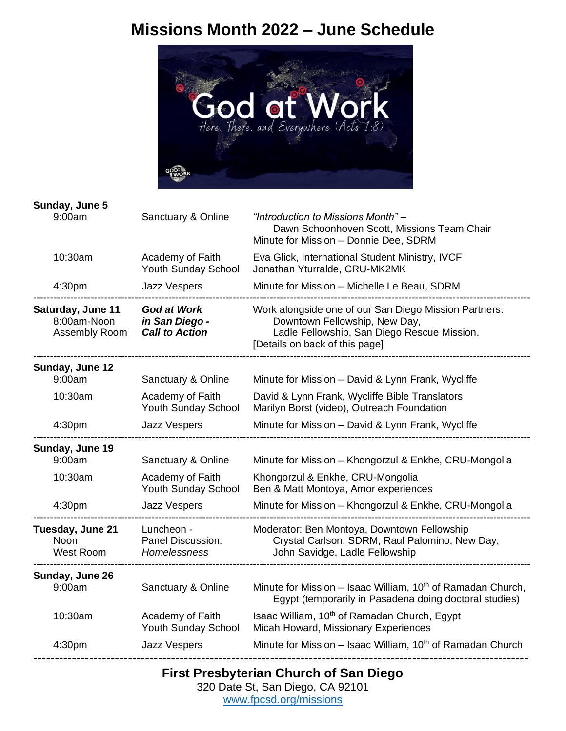# Missions Month 2022 – June Schedule

**Sunday, June 5**

| | | |
|---|---|---|
| 9:00am | Sanctuary & Online | *"Introduction to Missions Month"* – Dawn Schoonhoven Scott, Missions Team Chair<br>Minute for Mission – Donnie Dee, SDRM |
| 10:30am | Academy of Faith<br>Youth Sunday School | Eva Glick, International Student Ministry, IVCF<br>Jonathan Yturralde, CRU-MK2MK |
| 4:30pm | Jazz Vespers | Minute for Mission – Michelle Le Beau, SDRM |

---

**Saturday, June 11**
8:00am-Noon
Assembly Room

***God at Work in San Diego - Call to Action***

Work alongside one of our San Diego Mission Partners: Downtown Fellowship, New Day, Ladle Fellowship, San Diego Rescue Mission.
[Details on back of this page]

---

**Sunday, June 12**

| | | |
|---|---|---|
| 9:00am | Sanctuary & Online | Minute for Mission – David & Lynn Frank, Wycliffe |
| 10:30am | Academy of Faith<br>Youth Sunday School | David & Lynn Frank, Wycliffe Bible Translators<br>Marilyn Borst (video), Outreach Foundation |
| 4:30pm | Jazz Vespers | Minute for Mission – David & Lynn Frank, Wycliffe |

---

**Sunday, June 19**

| | | |
|---|---|---|
| 9:00am | Sanctuary & Online | Minute for Mission – Khongorzul & Enkhe, CRU-Mongolia |
| 10:30am | Academy of Faith<br>Youth Sunday School | Khongorzul & Enkhe, CRU-Mongolia<br>Ben & Matt Montoya, Amor experiences |
| 4:30pm | Jazz Vespers | Minute for Mission – Khongorzul & Enkhe, CRU-Mongolia |

---

**Tuesday, June 21**
Noon
West Room

Luncheon - Panel Discussion: *Homelessness*

Moderator: Ben Montoya, Downtown Fellowship
Crystal Carlson, SDRM; Raul Palomino, New Day; John Savidge, Ladle Fellowship

---

**Sunday, June 26**

| | | |
|---|---|---|
| 9:00am | Sanctuary & Online | Minute for Mission – Isaac William, 10th of Ramadan Church, Egypt (temporarily in Pasadena doing doctoral studies) |
| 10:30am | Academy of Faith<br>Youth Sunday School | Isaac William, 10th of Ramadan Church, Egypt<br>Micah Howard, Missionary Experiences |
| 4:30pm | Jazz Vespers | Minute for Mission – Isaac William, 10th of Ramadan Church |

---

**First Presbyterian Church of San Diego**
320 Date St, San Diego, CA 92101
www.fpcsd.org/missions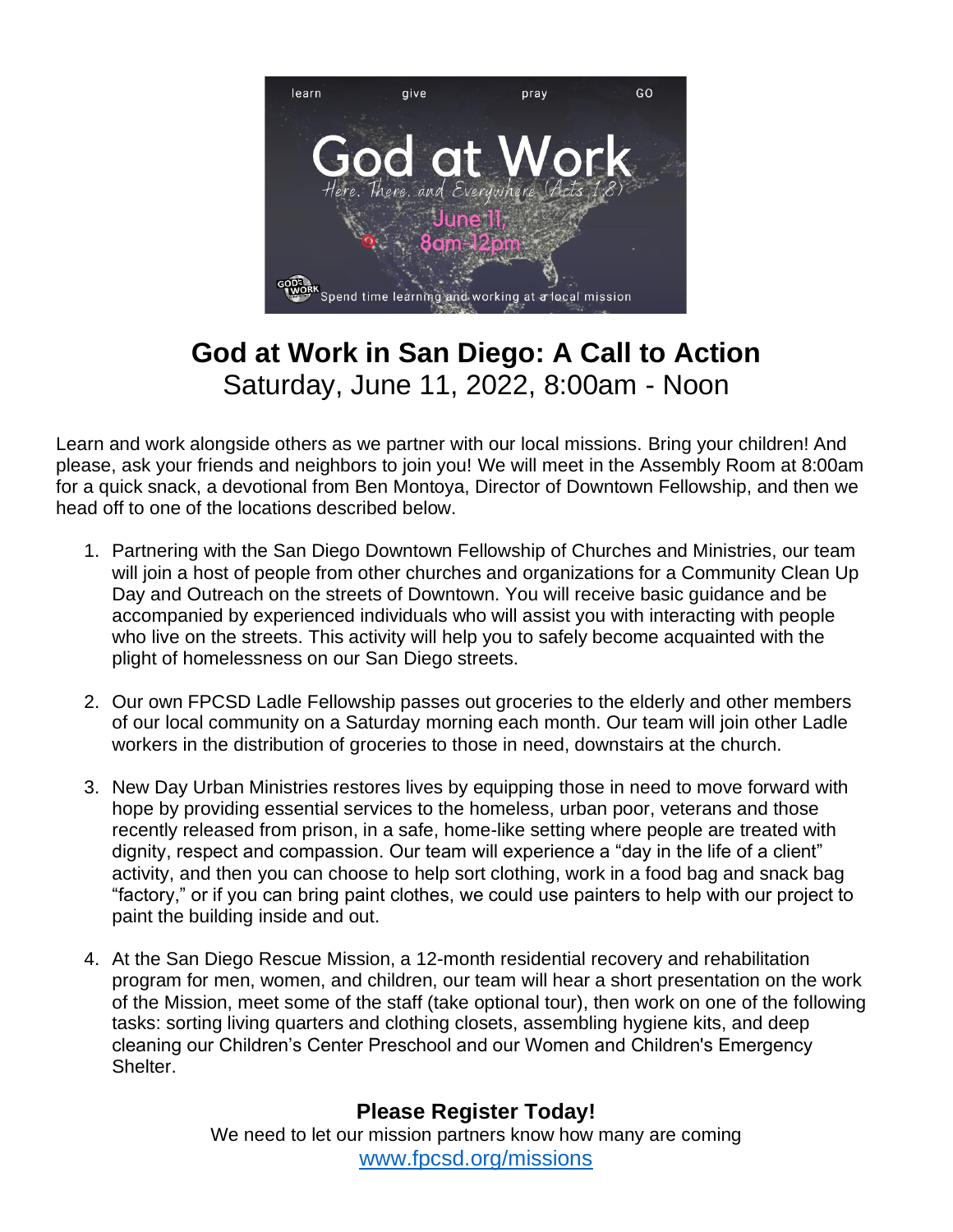# God at Work in San Diego: A Call to Action

Saturday, June 11, 2022, 8:00am - Noon

Learn and work alongside others as we partner with our local missions. Bring your children! And please, ask your friends and neighbors to join you! We will meet in the Assembly Room at 8:00am for a quick snack, a devotional from Ben Montoya, Director of Downtown Fellowship, and then we head off to one of the locations described below.

1. Partnering with the San Diego Downtown Fellowship of Churches and Ministries, our team will join a host of people from other churches and organizations for a Community Clean Up Day and Outreach on the streets of Downtown. You will receive basic guidance and be accompanied by experienced individuals who will assist you with interacting with people who live on the streets. This activity will help you to safely become acquainted with the plight of homelessness on our San Diego streets.

2. Our own FPCSD Ladle Fellowship passes out groceries to the elderly and other members of our local community on a Saturday morning each month. Our team will join other Ladle workers in the distribution of groceries to those in need, downstairs at the church.

3. New Day Urban Ministries restores lives by equipping those in need to move forward with hope by providing essential services to the homeless, urban poor, veterans and those recently released from prison, in a safe, home-like setting where people are treated with dignity, respect and compassion. Our team will experience a "day in the life of a client" activity, and then you can choose to help sort clothing, work in a food bag and snack bag "factory," or if you can bring paint clothes, we could use painters to help with our project to paint the building inside and out.

4. At the San Diego Rescue Mission, a 12-month residential recovery and rehabilitation program for men, women, and children, our team will hear a short presentation on the work of the Mission, meet some of the staff (take optional tour), then work on one of the following tasks: sorting living quarters and clothing closets, assembling hygiene kits, and deep cleaning our Children's Center Preschool and our Women and Children's Emergency Shelter.

**Please Register Today!**

We need to let our mission partners know how many are coming

[www.fpcsd.org/missions](http://www.fpcsd.org/missions)